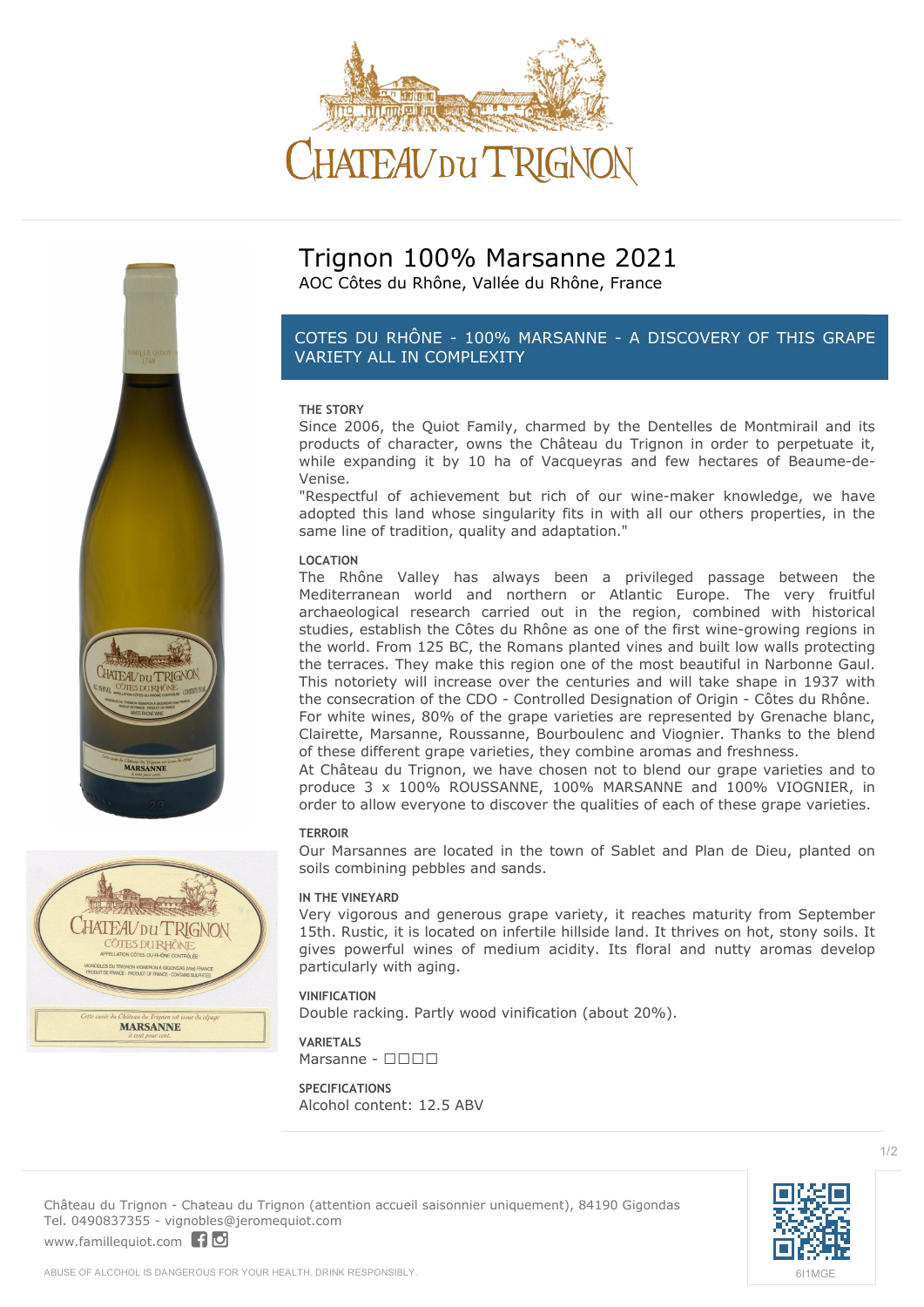# Trignon 100% Marsanne 2021

AOC Côtes du Rhône, Vallée du Rhône, France

## COTES DU RHÔNE - 100% MARSANNE - A DISCOVERY OF THIS GRAPE VARIETY ALL IN COMPLEXITY

### THE STORY

Since 2006, the Quiot Family, charmed by the Dentelles de Montmirail and its products of character, owns the Château du Trignon in order to perpetuate it, while expanding it by 10 ha of Vacqueyras and few hectares of Beaume-de-Venise.

"Respectful of achievement but rich of our wine-maker knowledge, we have adopted this land whose singularity fits in with all our others properties, in the same line of tradition, quality and adaptation."

### LOCATION

The Rhône Valley has always been a privileged passage between the Mediterranean world and northern or Atlantic Europe. The very fruitful archaeological research carried out in the region, combined with historical studies, establish the Côtes du Rhône as one of the first wine-growing regions in the world. From 125 BC, the Romans planted vines and built low walls protecting the terraces. They make this region one of the most beautiful in Narbonne Gaul. This notoriety will increase over the centuries and will take shape in 1937 with the consecration of the CDO - Controlled Designation of Origin - Côtes du Rhône. For white wines, 80% of the grape varieties are represented by Grenache blanc, Clairette, Marsanne, Roussanne, Bourboulenc and Viognier. Thanks to the blend of these different grape varieties, they combine aromas and freshness.

At Château du Trignon, we have chosen not to blend our grape varieties and to produce 3 x 100% ROUSSANNE, 100% MARSANNE and 100% VIOGNIER, in order to allow everyone to discover the qualities of each of these grape varieties.

### TERROIR

Our Marsannes are located in the town of Sablet and Plan de Dieu, planted on soils combining pebbles and sands.

### IN THE VINEYARD

Very vigorous and generous grape variety, it reaches maturity from September 15th. Rustic, it is located on infertile hillside land. It thrives on hot, stony soils. It gives powerful wines of medium acidity. Its floral and nutty aromas develop particularly with aging.

### VINIFICATION

Double racking. Partly wood vinification (about 20%).

### VARIETALS

Marsanne - □□□□

### SPECIFICATIONS

Alcohol content: 12.5 ABV

Château du Trignon - Chateau du Trignon (attention accueil saisonnier uniquement), 84190 Gigondas
Tel. 0490837355 - vignobles@jeromequiot.com
www.famillequiot.com

6I1MGE

ABUSE OF ALCOHOL IS DANGEROUS FOR YOUR HEALTH. DRINK RESPONSIBLY.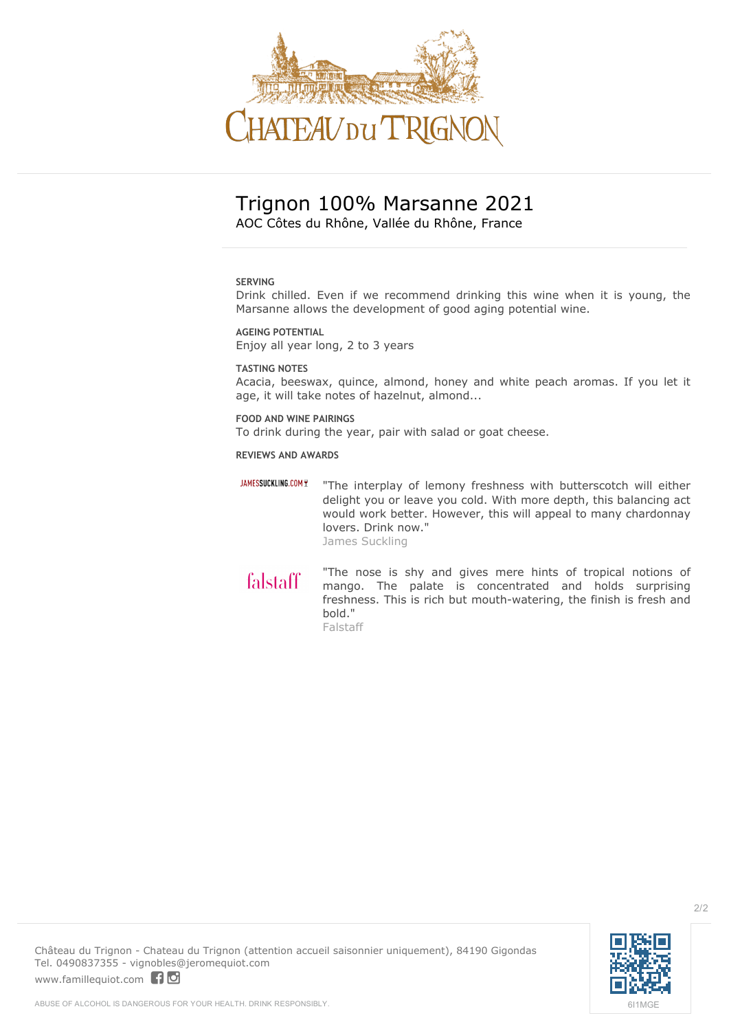# Trignon 100% Marsanne 2021

AOC Côtes du Rhône, Vallée du Rhône, France

**SERVING**

Drink chilled. Even if we recommend drinking this wine when it is young, the Marsanne allows the development of good aging potential wine.

**AGEING POTENTIAL**

Enjoy all year long, 2 to 3 years

**TASTING NOTES**

Acacia, beeswax, quince, almond, honey and white peach aromas. If you let it age, it will take notes of hazelnut, almond...

**FOOD AND WINE PAIRINGS**

To drink during the year, pair with salad or goat cheese.

**REVIEWS AND AWARDS**

JAMESSUCKLING.COM

"The interplay of lemony freshness with butterscotch will either delight you or leave you cold. With more depth, this balancing act would work better. However, this will appeal to many chardonnay lovers. Drink now."

James Suckling

falstaff

"The nose is shy and gives mere hints of tropical notions of mango. The palate is concentrated and holds surprising freshness. This is rich but mouth-watering, the finish is fresh and bold."

Falstaff

Château du Trignon - Chateau du Trignon (attention accueil saisonnier uniquement), 84190 Gigondas
Tel. 0490837355 - vignobles@jeromequiot.com
www.famillequiot.com

ABUSE OF ALCOHOL IS DANGEROUS FOR YOUR HEALTH. DRINK RESPONSIBLY.

6I1MGE